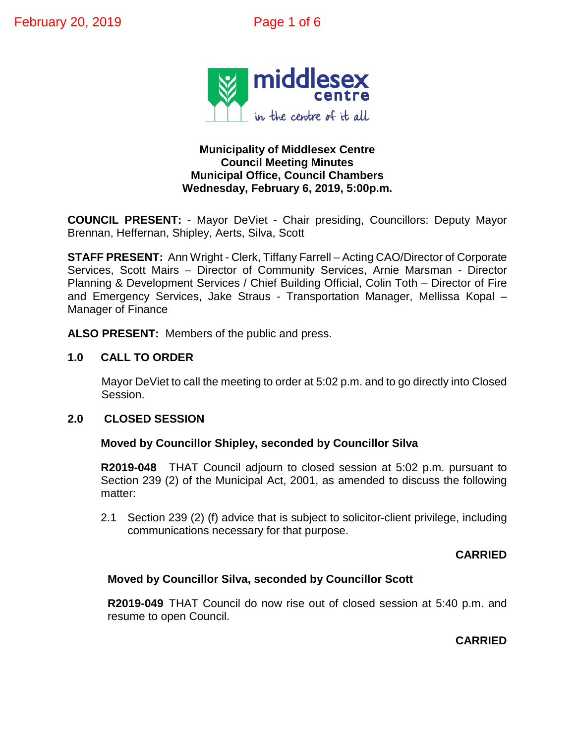**Municipality of Middlesex Centre**
**Council Meeting Minutes**
**Municipal Office, Council Chambers**
**Wednesday, February 6, 2019, 5:00p.m.**

**COUNCIL PRESENT:** - Mayor DeViet - Chair presiding, Councillors: Deputy Mayor Brennan, Heffernan, Shipley, Aerts, Silva, Scott

**STAFF PRESENT:** Ann Wright - Clerk, Tiffany Farrell – Acting CAO/Director of Corporate Services, Scott Mairs – Director of Community Services, Arnie Marsman - Director Planning & Development Services / Chief Building Official, Colin Toth – Director of Fire and Emergency Services, Jake Straus - Transportation Manager, Mellissa Kopal – Manager of Finance

**ALSO PRESENT:** Members of the public and press.

## 1.0 CALL TO ORDER

Mayor DeViet to call the meeting to order at 5:02 p.m. and to go directly into Closed Session.

## 2.0 CLOSED SESSION

**Moved by Councillor Shipley, seconded by Councillor Silva**

**R2019-048** THAT Council adjourn to closed session at 5:02 p.m. pursuant to Section 239 (2) of the Municipal Act, 2001, as amended to discuss the following matter:

2.1 Section 239 (2) (f) advice that is subject to solicitor-client privilege, including communications necessary for that purpose.

**CARRIED**

**Moved by Councillor Silva, seconded by Councillor Scott**

**R2019-049** THAT Council do now rise out of closed session at 5:40 p.m. and resume to open Council.

**CARRIED**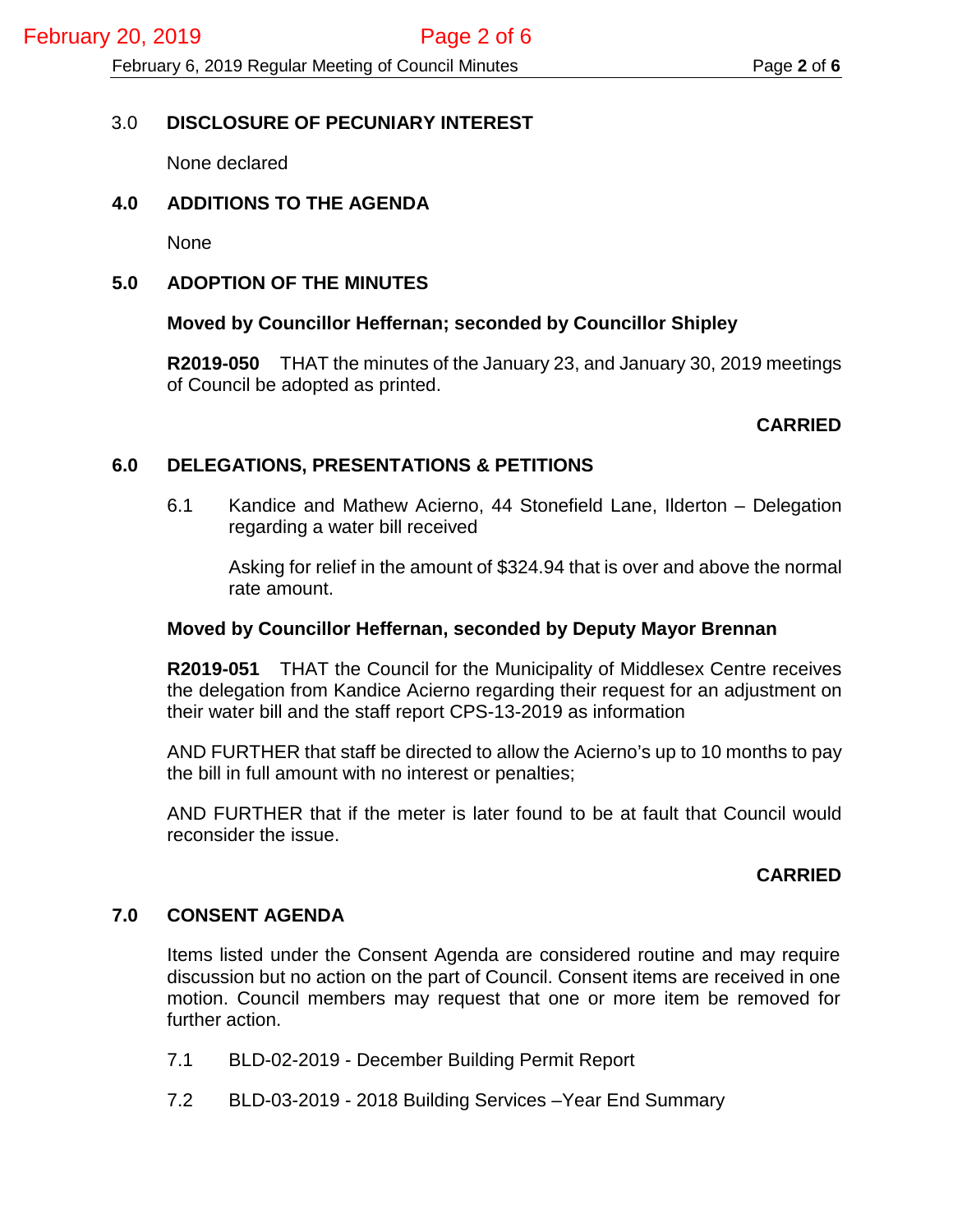## 3.0 DISCLOSURE OF PECUNIARY INTEREST

None declared

## 4.0 ADDITIONS TO THE AGENDA

None

## 5.0 ADOPTION OF THE MINUTES

**Moved by Councillor Heffernan; seconded by Councillor Shipley**

**R2019-050** THAT the minutes of the January 23, and January 30, 2019 meetings of Council be adopted as printed.

**CARRIED**

## 6.0 DELEGATIONS, PRESENTATIONS & PETITIONS

6.1 Kandice and Mathew Acierno, 44 Stonefield Lane, Ilderton – Delegation regarding a water bill received

Asking for relief in the amount of $324.94 that is over and above the normal rate amount.

**Moved by Councillor Heffernan, seconded by Deputy Mayor Brennan**

**R2019-051** THAT the Council for the Municipality of Middlesex Centre receives the delegation from Kandice Acierno regarding their request for an adjustment on their water bill and the staff report CPS-13-2019 as information

AND FURTHER that staff be directed to allow the Acierno's up to 10 months to pay the bill in full amount with no interest or penalties;

AND FURTHER that if the meter is later found to be at fault that Council would reconsider the issue.

**CARRIED**

## 7.0 CONSENT AGENDA

Items listed under the Consent Agenda are considered routine and may require discussion but no action on the part of Council. Consent items are received in one motion. Council members may request that one or more item be removed for further action.

7.1 BLD-02-2019 - December Building Permit Report

7.2 BLD-03-2019 - 2018 Building Services –Year End Summary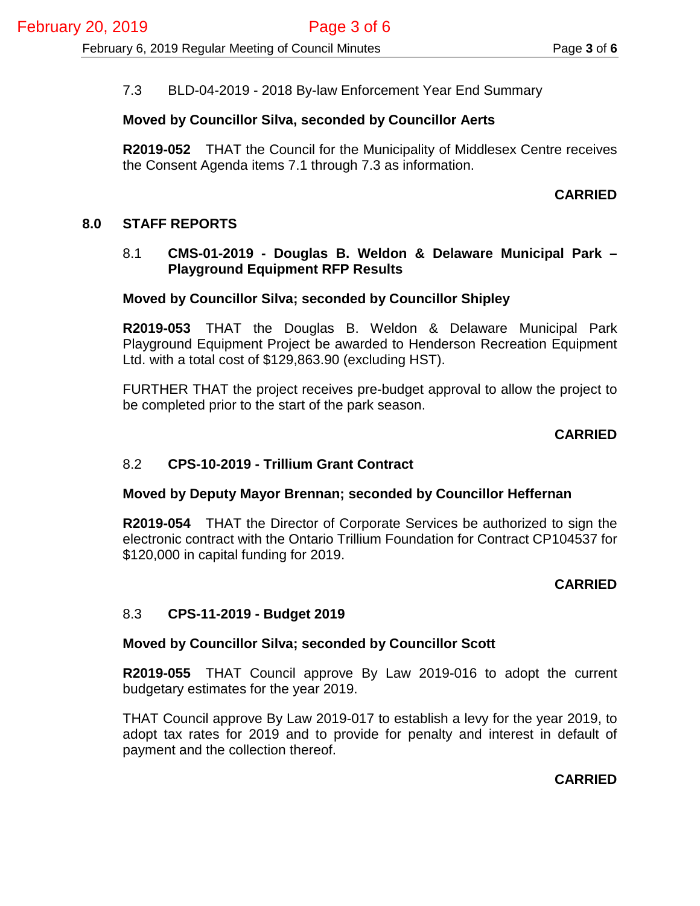7.3 BLD-04-2019 - 2018 By-law Enforcement Year End Summary

**Moved by Councillor Silva, seconded by Councillor Aerts**

**R2019-052** THAT the Council for the Municipality of Middlesex Centre receives the Consent Agenda items 7.1 through 7.3 as information.

**CARRIED**

## 8.0 STAFF REPORTS

### 8.1 CMS-01-2019 - Douglas B. Weldon & Delaware Municipal Park – Playground Equipment RFP Results

**Moved by Councillor Silva; seconded by Councillor Shipley**

**R2019-053** THAT the Douglas B. Weldon & Delaware Municipal Park Playground Equipment Project be awarded to Henderson Recreation Equipment Ltd. with a total cost of $129,863.90 (excluding HST).

FURTHER THAT the project receives pre-budget approval to allow the project to be completed prior to the start of the park season.

**CARRIED**

### 8.2 CPS-10-2019 - Trillium Grant Contract

**Moved by Deputy Mayor Brennan; seconded by Councillor Heffernan**

**R2019-054** THAT the Director of Corporate Services be authorized to sign the electronic contract with the Ontario Trillium Foundation for Contract CP104537 for $120,000 in capital funding for 2019.

**CARRIED**

### 8.3 CPS-11-2019 - Budget 2019

**Moved by Councillor Silva; seconded by Councillor Scott**

**R2019-055** THAT Council approve By Law 2019-016 to adopt the current budgetary estimates for the year 2019.

THAT Council approve By Law 2019-017 to establish a levy for the year 2019, to adopt tax rates for 2019 and to provide for penalty and interest in default of payment and the collection thereof.

**CARRIED**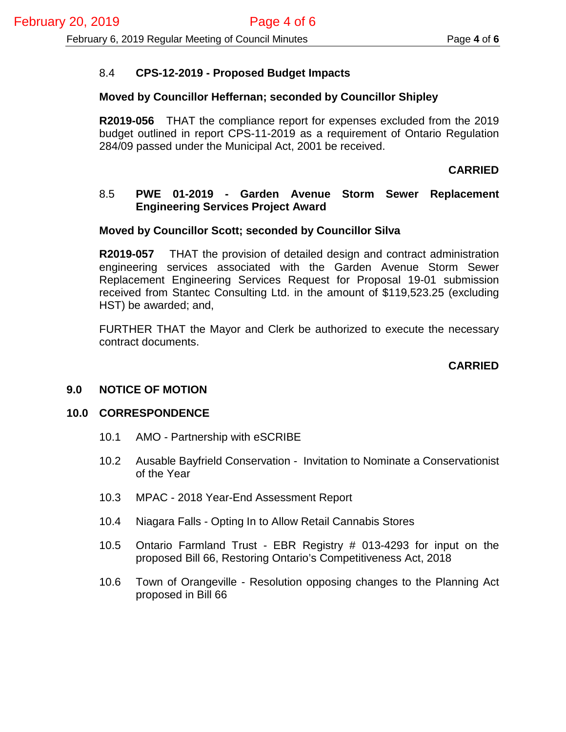### 8.4 CPS-12-2019 - Proposed Budget Impacts

**Moved by Councillor Heffernan; seconded by Councillor Shipley**

**R2019-056** THAT the compliance report for expenses excluded from the 2019 budget outlined in report CPS-11-2019 as a requirement of Ontario Regulation 284/09 passed under the Municipal Act, 2001 be received.

**CARRIED**

### 8.5 PWE 01-2019 - Garden Avenue Storm Sewer Replacement Engineering Services Project Award

**Moved by Councillor Scott; seconded by Councillor Silva**

**R2019-057** THAT the provision of detailed design and contract administration engineering services associated with the Garden Avenue Storm Sewer Replacement Engineering Services Request for Proposal 19-01 submission received from Stantec Consulting Ltd. in the amount of $119,523.25 (excluding HST) be awarded; and,

FURTHER THAT the Mayor and Clerk be authorized to execute the necessary contract documents.

**CARRIED**

## 9.0 NOTICE OF MOTION

## 10.0 CORRESPONDENCE

10.1 AMO - Partnership with eSCRIBE

10.2 Ausable Bayfield Conservation - Invitation to Nominate a Conservationist of the Year

10.3 MPAC - 2018 Year-End Assessment Report

10.4 Niagara Falls - Opting In to Allow Retail Cannabis Stores

10.5 Ontario Farmland Trust - EBR Registry # 013-4293 for input on the proposed Bill 66, Restoring Ontario's Competitiveness Act, 2018

10.6 Town of Orangeville - Resolution opposing changes to the Planning Act proposed in Bill 66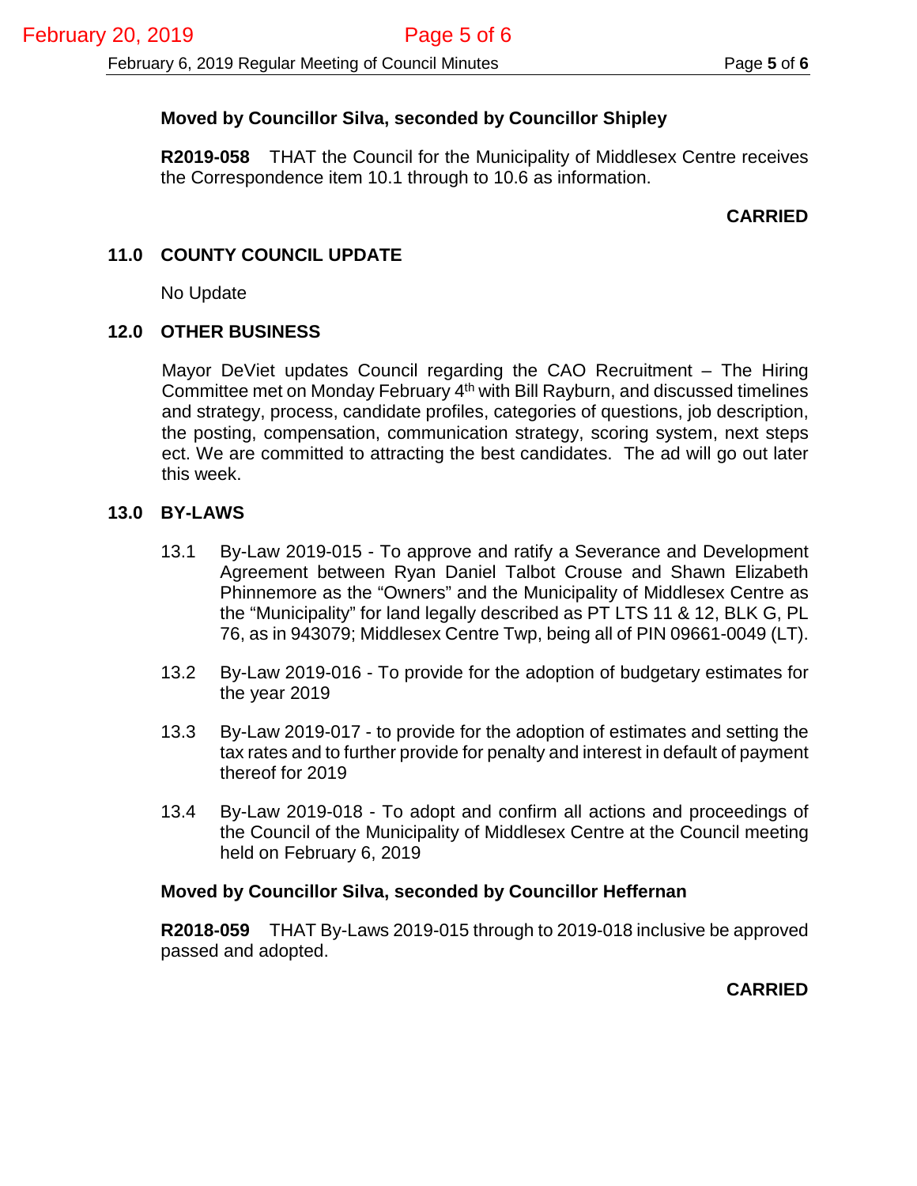**Moved by Councillor Silva, seconded by Councillor Shipley**

**R2019-058** THAT the Council for the Municipality of Middlesex Centre receives the Correspondence item 10.1 through to 10.6 as information.

**CARRIED**

## 11.0 COUNTY COUNCIL UPDATE

No Update

## 12.0 OTHER BUSINESS

Mayor DeViet updates Council regarding the CAO Recruitment – The Hiring Committee met on Monday February 4th with Bill Rayburn, and discussed timelines and strategy, process, candidate profiles, categories of questions, job description, the posting, compensation, communication strategy, scoring system, next steps ect. We are committed to attracting the best candidates. The ad will go out later this week.

## 13.0 BY-LAWS

13.1 By-Law 2019-015 - To approve and ratify a Severance and Development Agreement between Ryan Daniel Talbot Crouse and Shawn Elizabeth Phinnemore as the "Owners" and the Municipality of Middlesex Centre as the "Municipality" for land legally described as PT LTS 11 & 12, BLK G, PL 76, as in 943079; Middlesex Centre Twp, being all of PIN 09661-0049 (LT).

13.2 By-Law 2019-016 - To provide for the adoption of budgetary estimates for the year 2019

13.3 By-Law 2019-017 - to provide for the adoption of estimates and setting the tax rates and to further provide for penalty and interest in default of payment thereof for 2019

13.4 By-Law 2019-018 - To adopt and confirm all actions and proceedings of the Council of the Municipality of Middlesex Centre at the Council meeting held on February 6, 2019

**Moved by Councillor Silva, seconded by Councillor Heffernan**

**R2018-059** THAT By-Laws 2019-015 through to 2019-018 inclusive be approved passed and adopted.

**CARRIED**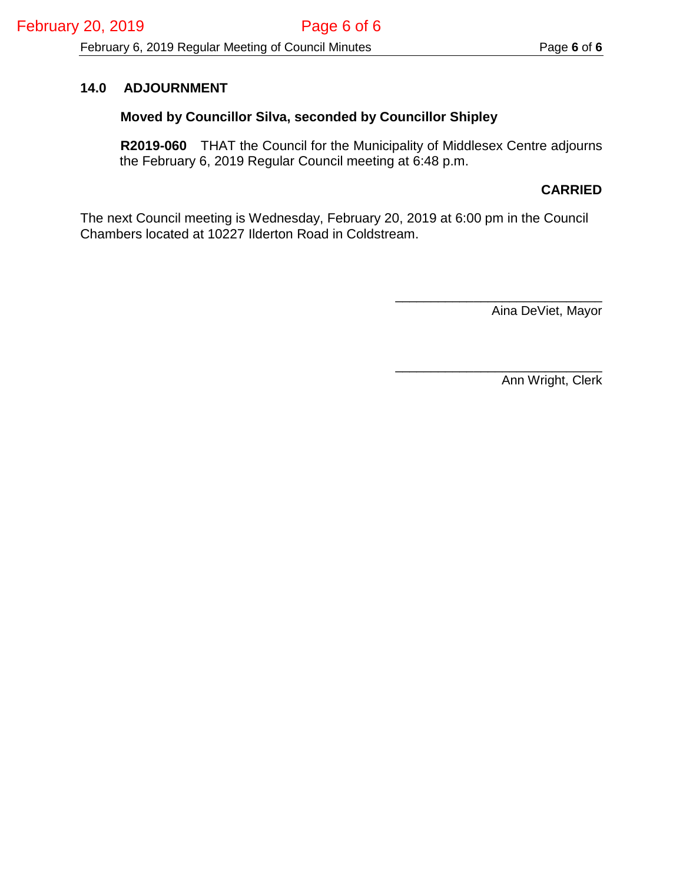## 14.0 ADJOURNMENT

**Moved by Councillor Silva, seconded by Councillor Shipley**

**R2019-060** THAT the Council for the Municipality of Middlesex Centre adjourns the February 6, 2019 Regular Council meeting at 6:48 p.m.

**CARRIED**

The next Council meeting is Wednesday, February 20, 2019 at 6:00 pm in the Council Chambers located at 10227 Ilderton Road in Coldstream.

\_\_\_\_\_\_\_\_\_\_\_\_\_\_\_\_\_\_\_\_\_\_\_\_\_\_\_\_\_\_
Aina DeViet, Mayor

\_\_\_\_\_\_\_\_\_\_\_\_\_\_\_\_\_\_\_\_\_\_\_\_\_\_\_\_\_\_
Ann Wright, Clerk